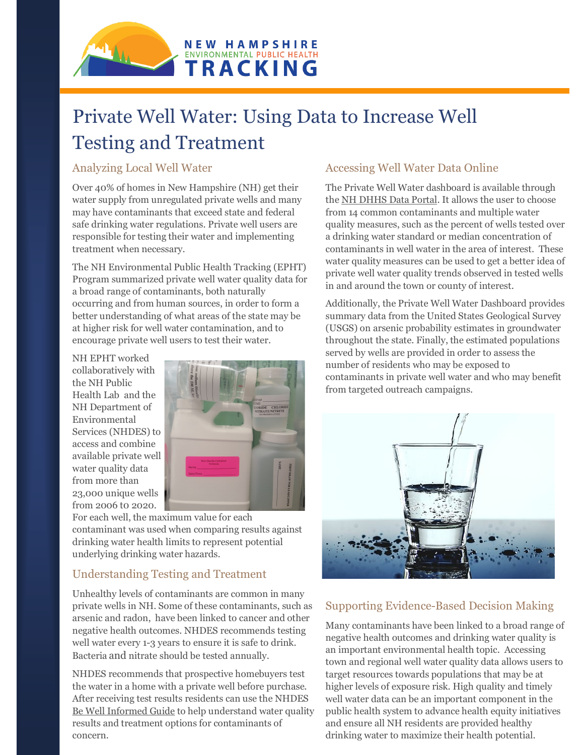NEW HAMPSHIRE
ENVIRONMENTAL PUBLIC HEALTH
TRACKING

# Private Well Water: Using Data to Increase Well Testing and Treatment

## Analyzing Local Well Water

Over 40% of homes in New Hampshire (NH) get their water supply from unregulated private wells and many may have contaminants that exceed state and federal safe drinking water regulations. Private well users are responsible for testing their water and implementing treatment when necessary.

The NH Environmental Public Health Tracking (EPHT) Program summarized private well water quality data for a broad range of contaminants, both naturally occurring and from human sources, in order to form a better understanding of what areas of the state may be at higher risk for well water contamination, and to encourage private well users to test their water.

NH EPHT worked collaboratively with the NH Public Health Lab and the NH Department of Environmental Services (NHDES) to access and combine available private well water quality data from more than 23,000 unique wells from 2006 to 2020. For each well, the maximum value for each contaminant was used when comparing results against drinking water health limits to represent potential underlying drinking water hazards.

## Understanding Testing and Treatment

Unhealthy levels of contaminants are common in many private wells in NH. Some of these contaminants, such as arsenic and radon, have been linked to cancer and other negative health outcomes. NHDES recommends testing well water every 1-3 years to ensure it is safe to drink. Bacteria and nitrate should be tested annually.

NHDES recommends that prospective homebuyers test the water in a home with a private well before purchase. After receiving test results residents can use the NHDES Be Well Informed Guide to help understand water quality results and treatment options for contaminants of concern.

## Accessing Well Water Data Online

The Private Well Water dashboard is available through the NH DHHS Data Portal. It allows the user to choose from 14 common contaminants and multiple water quality measures, such as the percent of wells tested over a drinking water standard or median concentration of contaminants in well water in the area of interest. These water quality measures can be used to get a better idea of private well water quality trends observed in tested wells in and around the town or county of interest.

Additionally, the Private Well Water Dashboard provides summary data from the United States Geological Survey (USGS) on arsenic probability estimates in groundwater throughout the state. Finally, the estimated populations served by wells are provided in order to assess the number of residents who may be exposed to contaminants in private well water and who may benefit from targeted outreach campaigns.

## Supporting Evidence-Based Decision Making

Many contaminants have been linked to a broad range of negative health outcomes and drinking water quality is an important environmental health topic. Accessing town and regional well water quality data allows users to target resources towards populations that may be at higher levels of exposure risk. High quality and timely well water data can be an important component in the public health system to advance health equity initiatives and ensure all NH residents are provided healthy drinking water to maximize their health potential.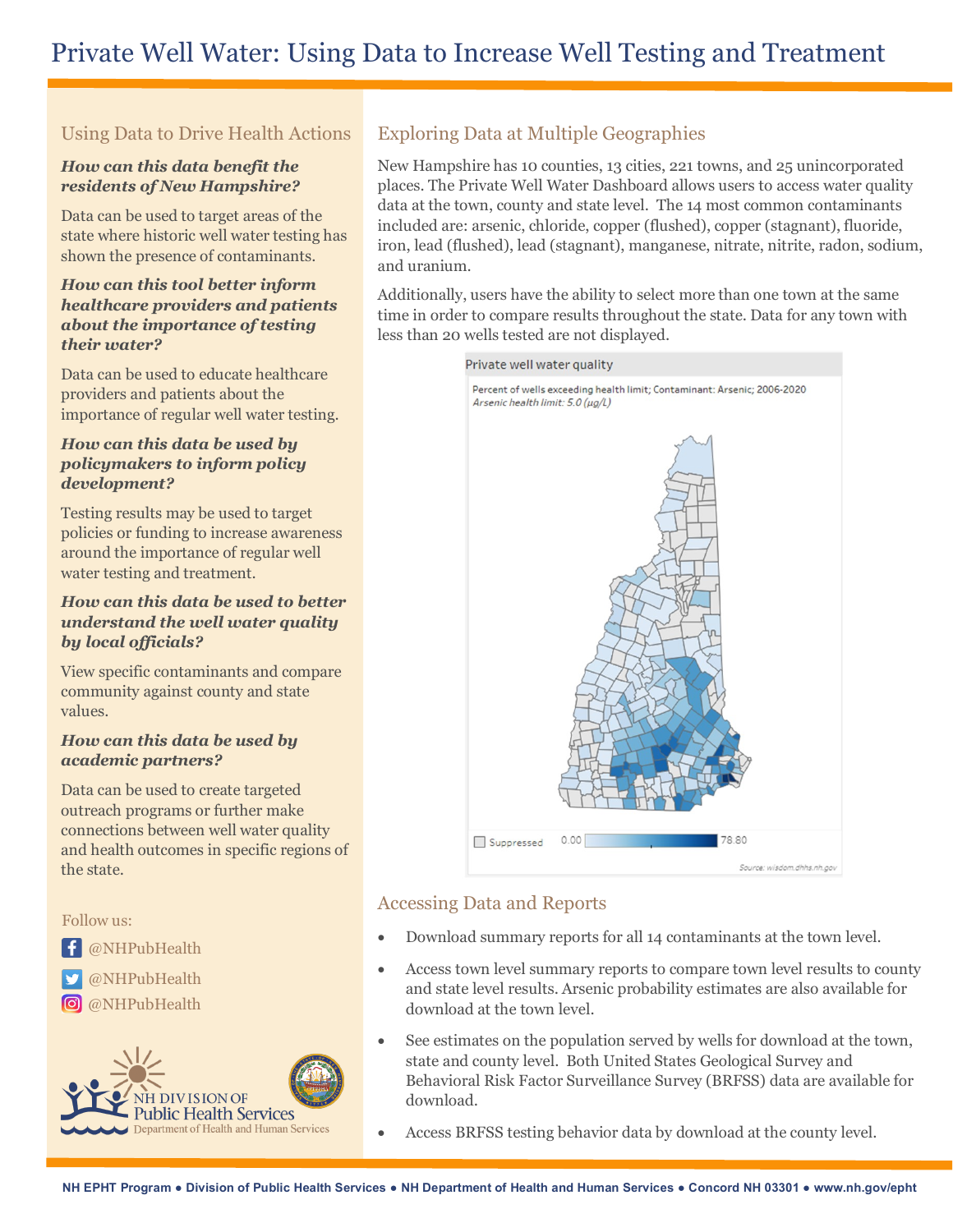# Private Well Water: Using Data to Increase Well Testing and Treatment

## Using Data to Drive Health Actions

***How can this data benefit the residents of New Hampshire?***

Data can be used to target areas of the state where historic well water testing has shown the presence of contaminants.

***How can this tool better inform healthcare providers and patients about the importance of testing their water?***

Data can be used to educate healthcare providers and patients about the importance of regular well water testing.

***How can this data be used by policymakers to inform policy development?***

Testing results may be used to target policies or funding to increase awareness around the importance of regular well water testing and treatment.

***How can this data be used to better understand the well water quality by local officials?***

View specific contaminants and compare community against county and state values.

***How can this data be used by academic partners?***

Data can be used to create targeted outreach programs or further make connections between well water quality and health outcomes in specific regions of the state.

Follow us:

@NHPubHealth

@NHPubHealth

@NHPubHealth

NH DIVISION OF Public Health Services
Department of Health and Human Services

## Exploring Data at Multiple Geographies

New Hampshire has 10 counties, 13 cities, 221 towns, and 25 unincorporated places. The Private Well Water Dashboard allows users to access water quality data at the town, county and state level. The 14 most common contaminants included are: arsenic, chloride, copper (flushed), copper (stagnant), fluoride, iron, lead (flushed), lead (stagnant), manganese, nitrate, nitrite, radon, sodium, and uranium.

Additionally, users have the ability to select more than one town at the same time in order to compare results throughout the state. Data for any town with less than 20 wells tested are not displayed.

Private well water quality

Percent of wells exceeding health limit; Contaminant: Arsenic; 2006-2020

*Arsenic health limit: 5.0 (µg/L)*

Suppressed

0.00

78.80

Source: wisdom.dhhs.nh.gov

## Accessing Data and Reports

- Download summary reports for all 14 contaminants at the town level.
- Access town level summary reports to compare town level results to county and state level results. Arsenic probability estimates are also available for download at the town level.
- See estimates on the population served by wells for download at the town, state and county level. Both United States Geological Survey and Behavioral Risk Factor Surveillance Survey (BRFSS) data are available for download.
- Access BRFSS testing behavior data by download at the county level.

NH EPHT Program ● Division of Public Health Services ● NH Department of Health and Human Services ● Concord NH 03301 ● www.nh.gov/epht